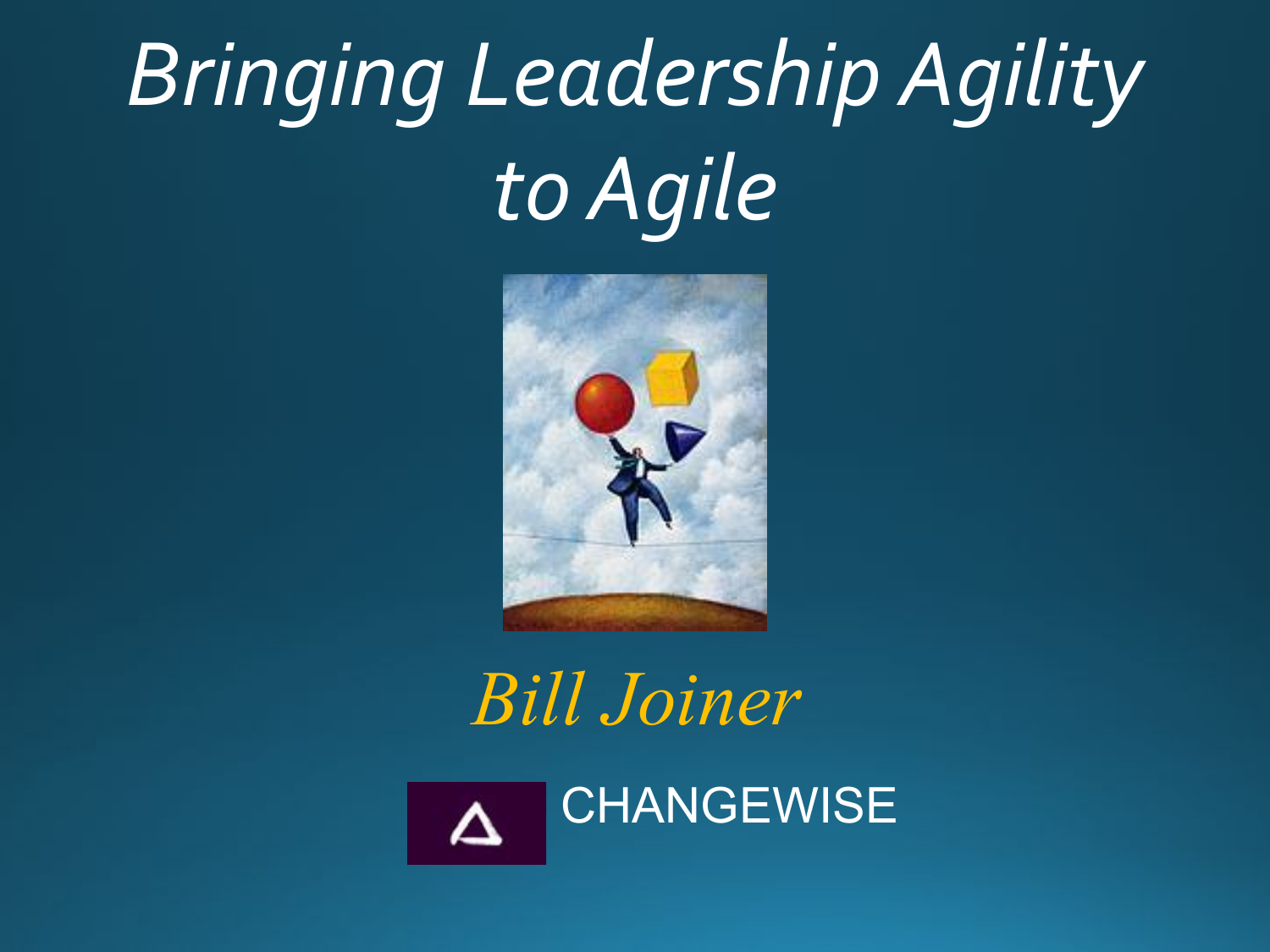# *Bringing Leadership Agility to Agile*

*Bill Joiner*

CHANGEWISE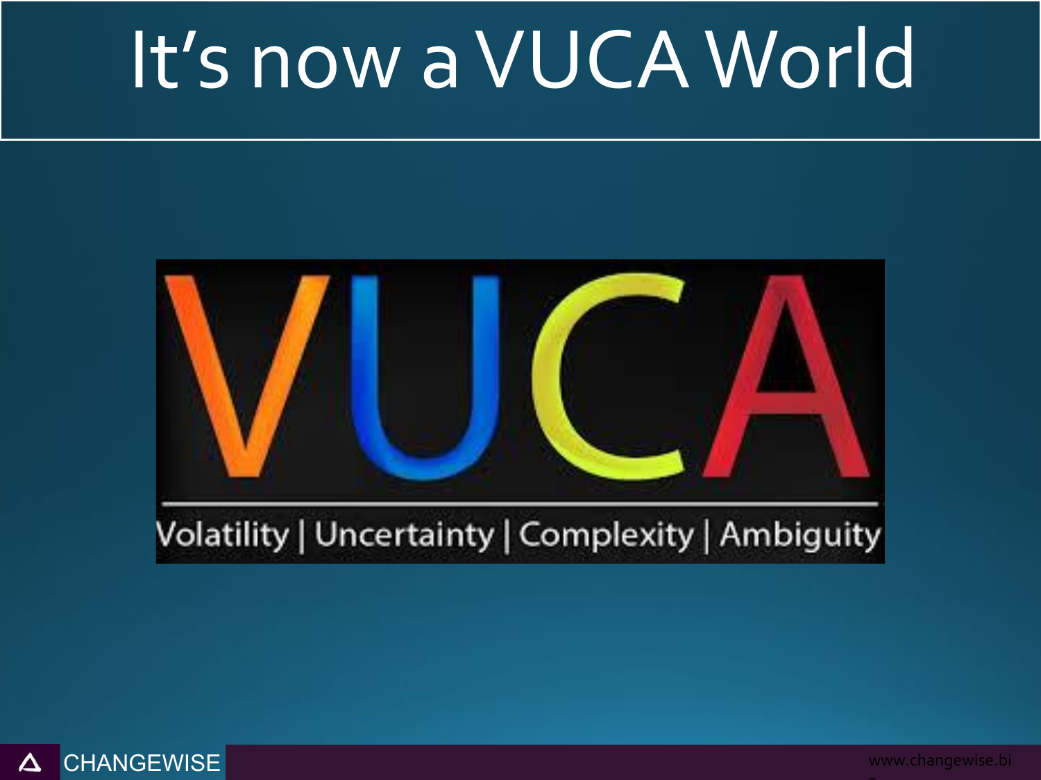# It's now a VUCA World

VUCA

Volatility | Uncertainty | Complexity | Ambiguity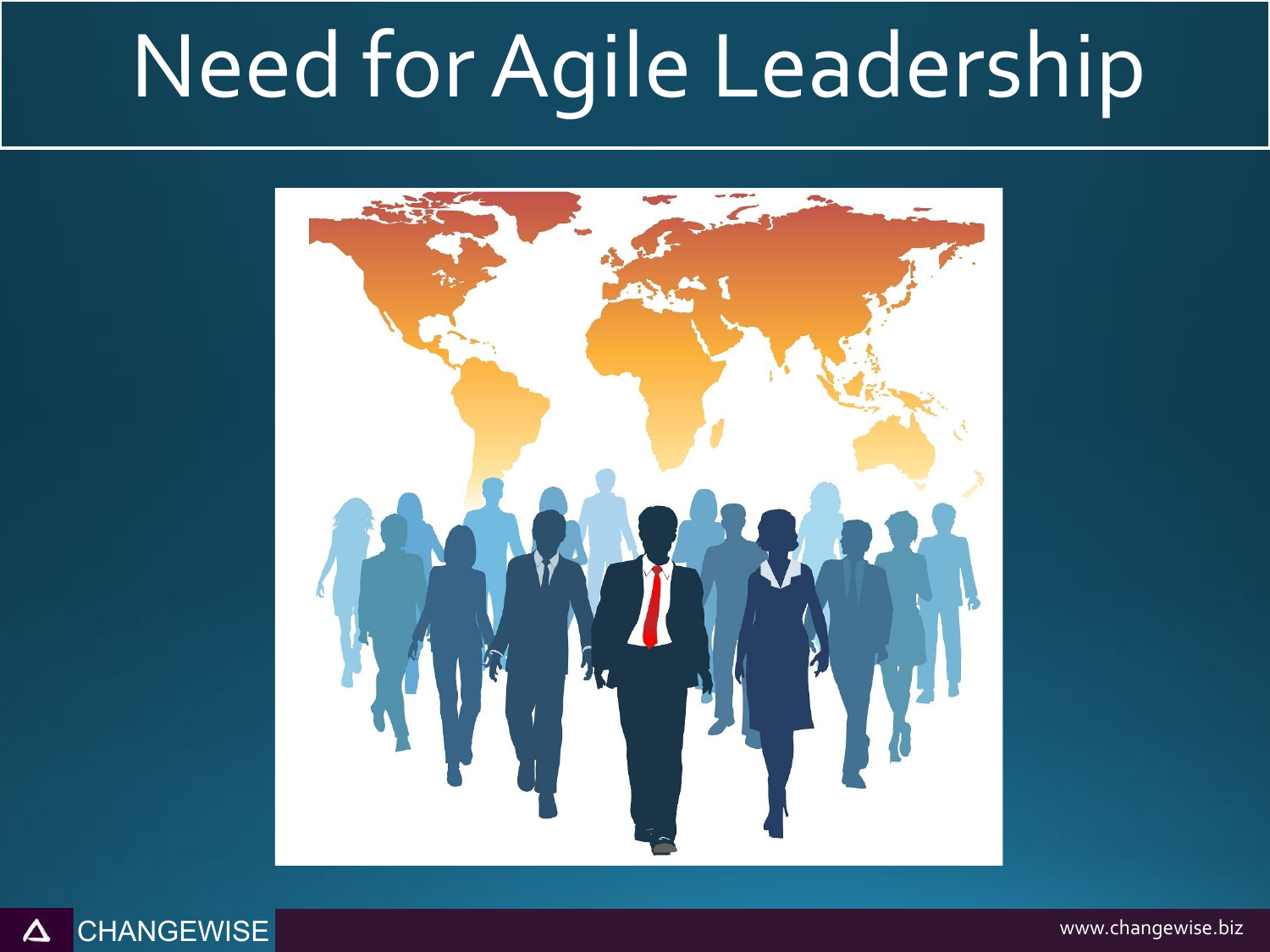# Need for Agile Leadership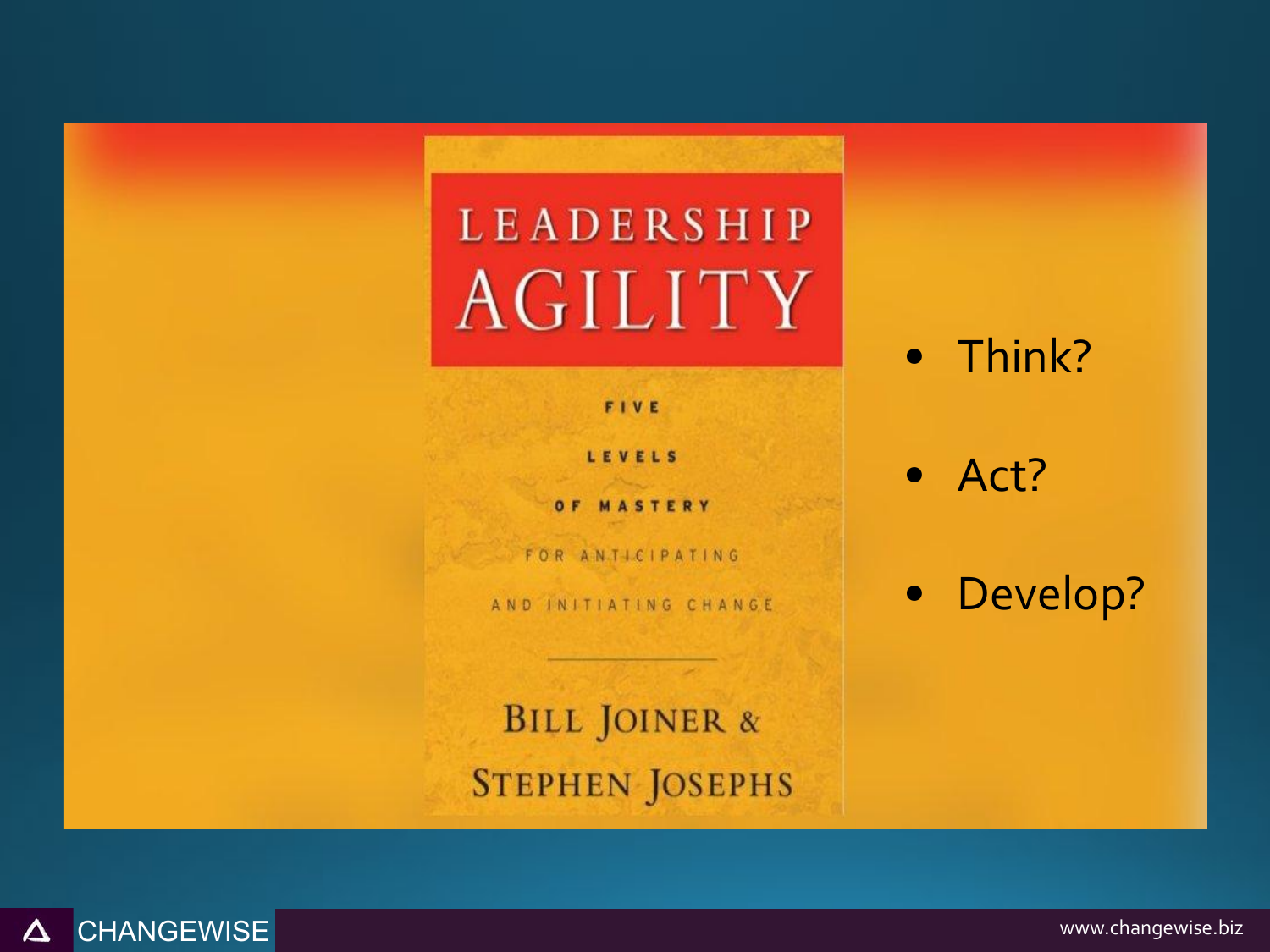LEADERSHIP AGILITY

FIVE LEVELS OF MASTERY FOR ANTICIPATING AND INITIATING CHANGE

BILL JOINER & STEPHEN JOSEPHS

- Think?
- Act?
- Develop?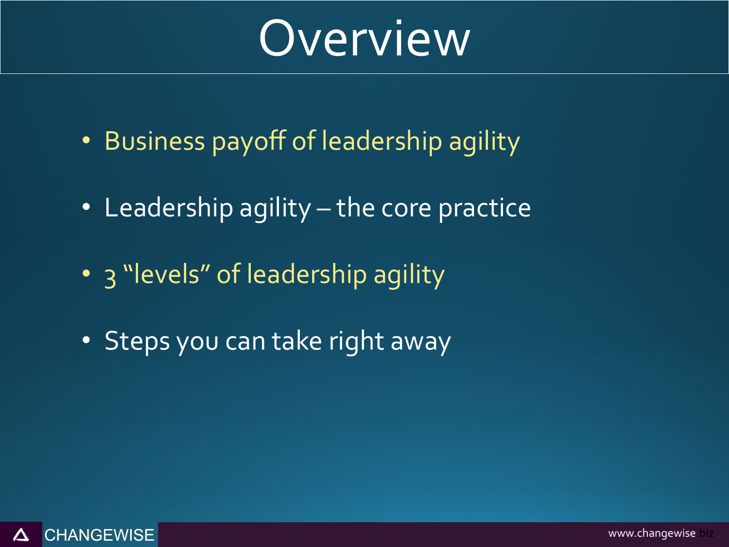# Overview

- Business payoff of leadership agility
- Leadership agility – the core practice
- 3 "levels" of leadership agility
- Steps you can take right away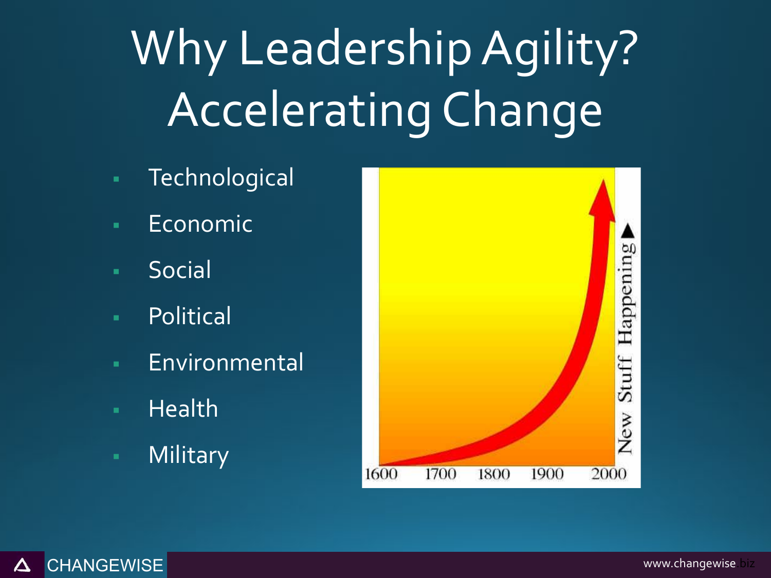# Why Leadership Agility? Accelerating Change

- Technological
- Economic
- Social
- Political
- Environmental
- Health
- Military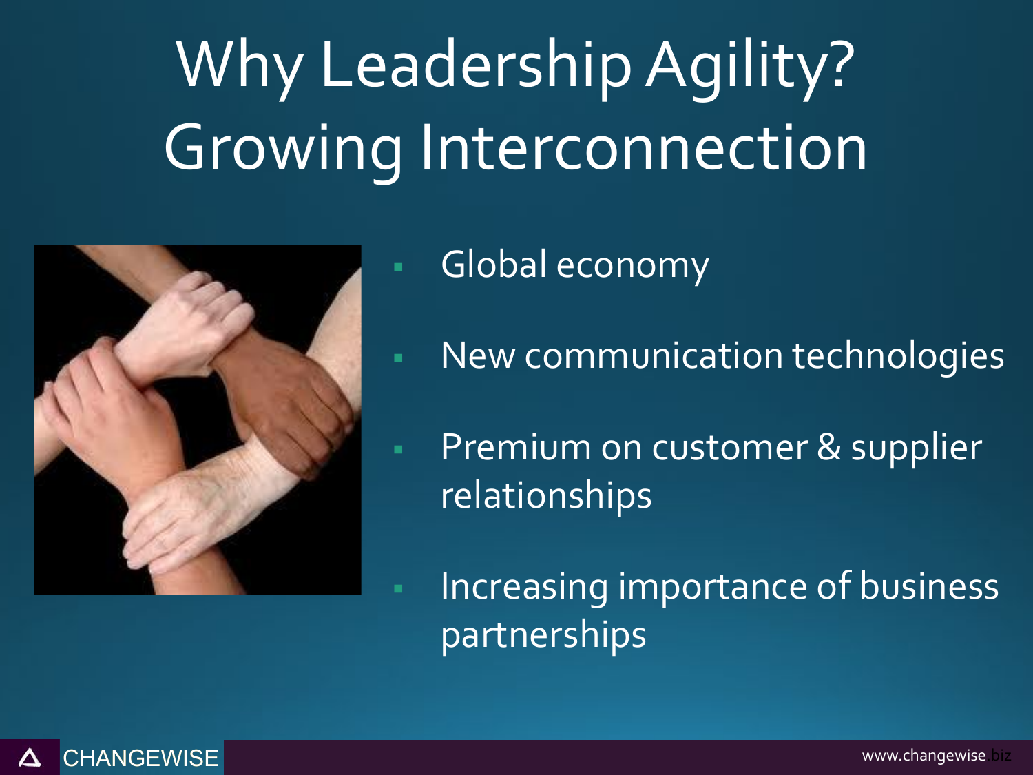# Why Leadership Agility?
# Growing Interconnection

- Global economy
- New communication technologies
- Premium on customer & supplier relationships
- Increasing importance of business partnerships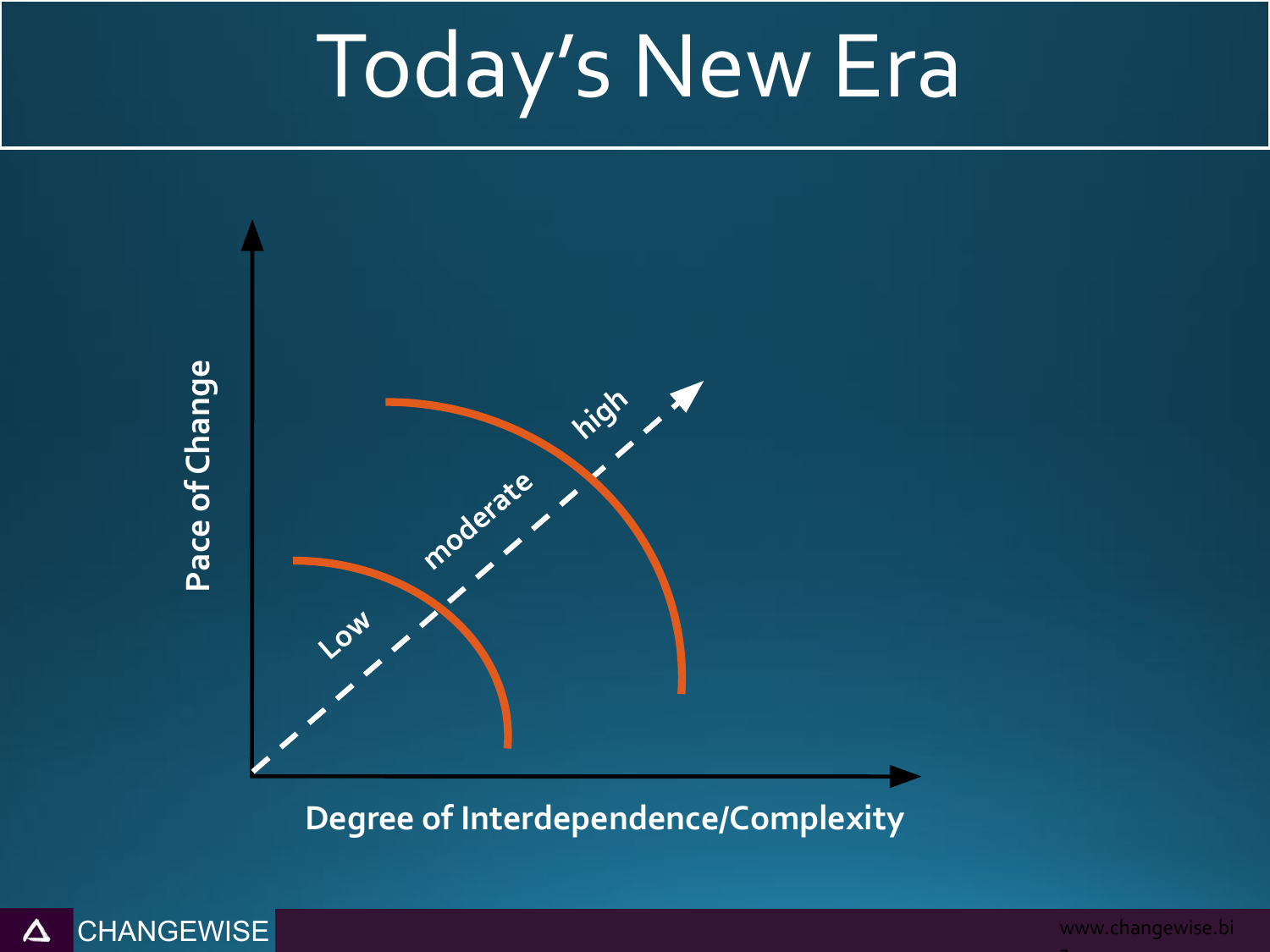# Today's New Era

Pace of Change

Low

moderate

high

Degree of Interdependence/Complexity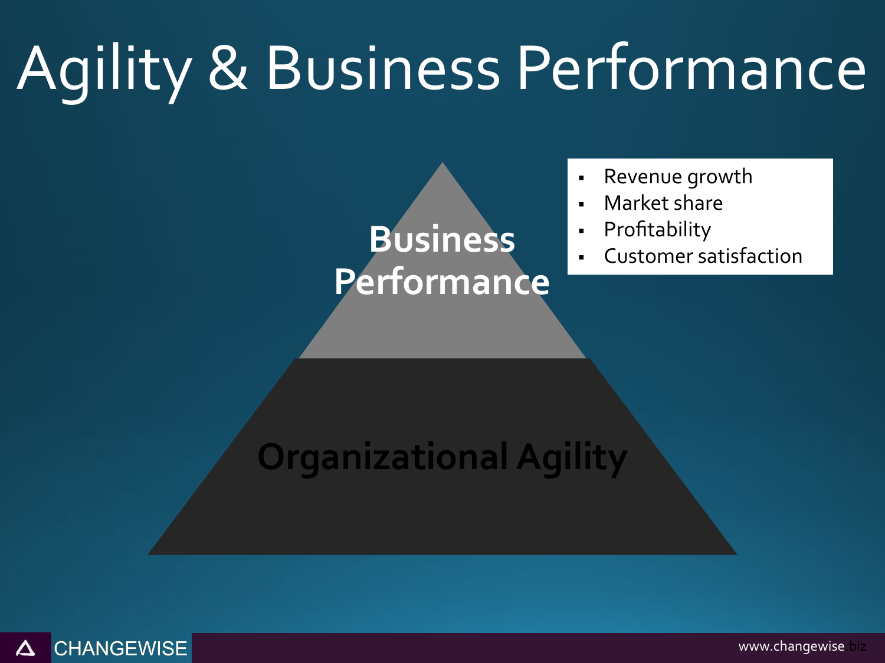# Agility & Business Performance

**Business Performance**

- Revenue growth
- Market share
- Profitability
- Customer satisfaction

**Organizational Agility**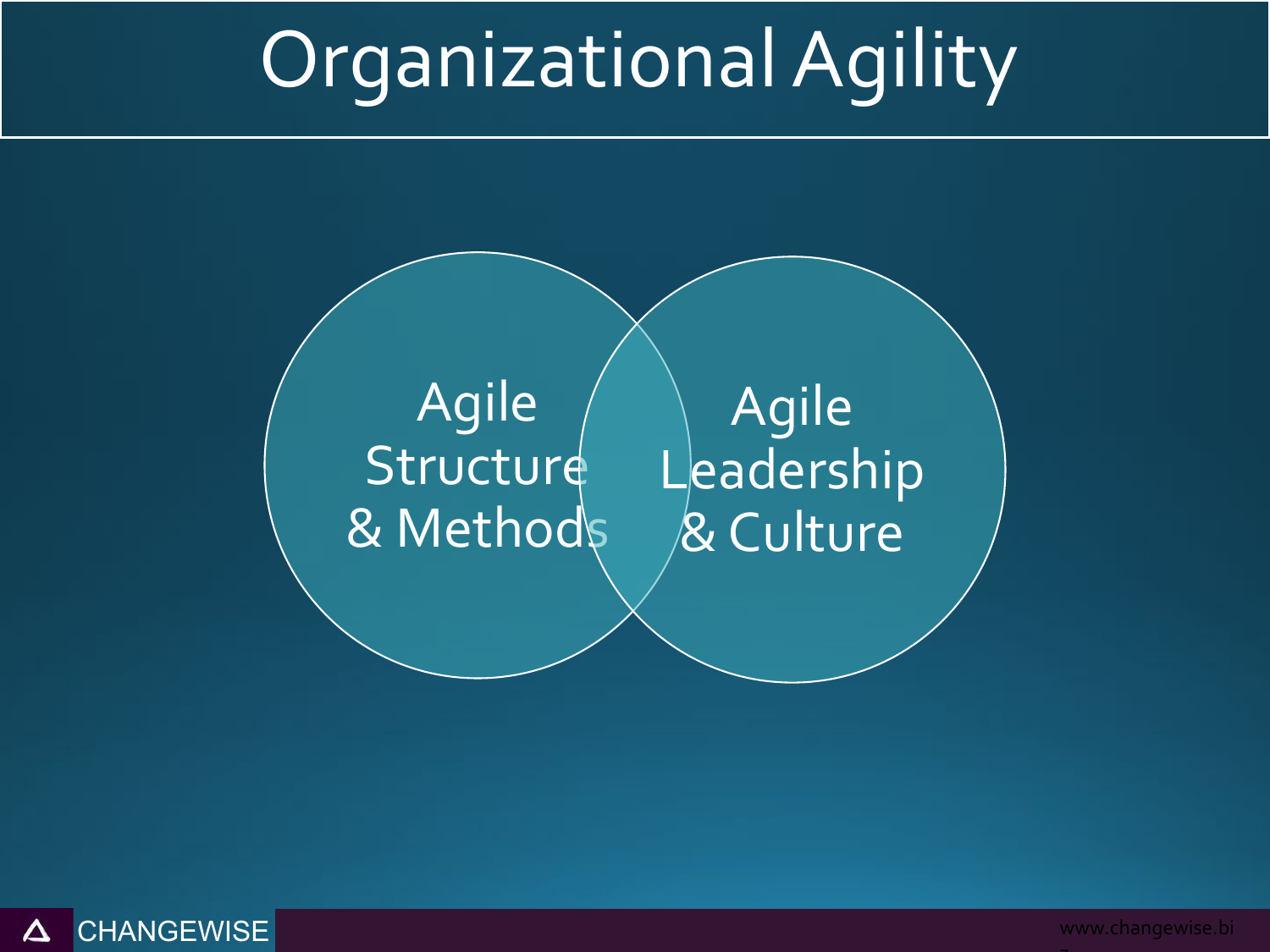# Organizational Agility

Agile Structure & Methods

Agile Leadership & Culture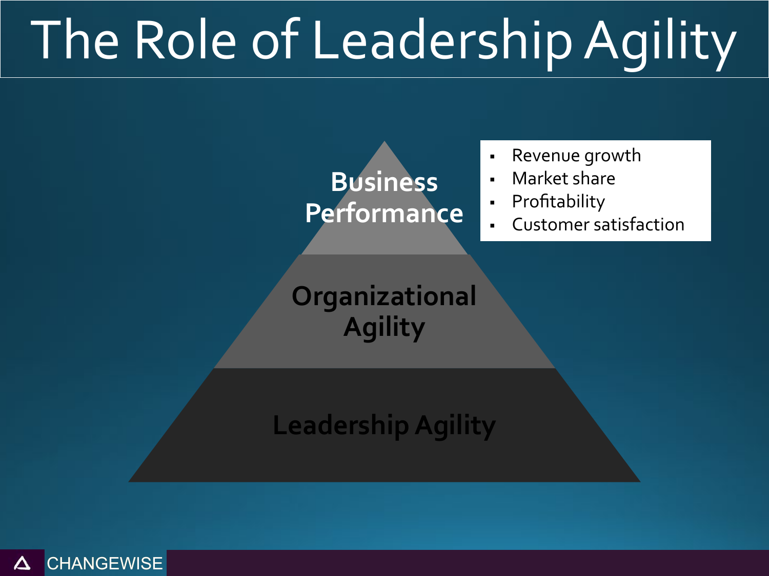# The Role of Leadership Agility

**Business Performance**

- Revenue growth
- Market share
- Profitability
- Customer satisfaction

**Organizational Agility**

**Leadership Agility**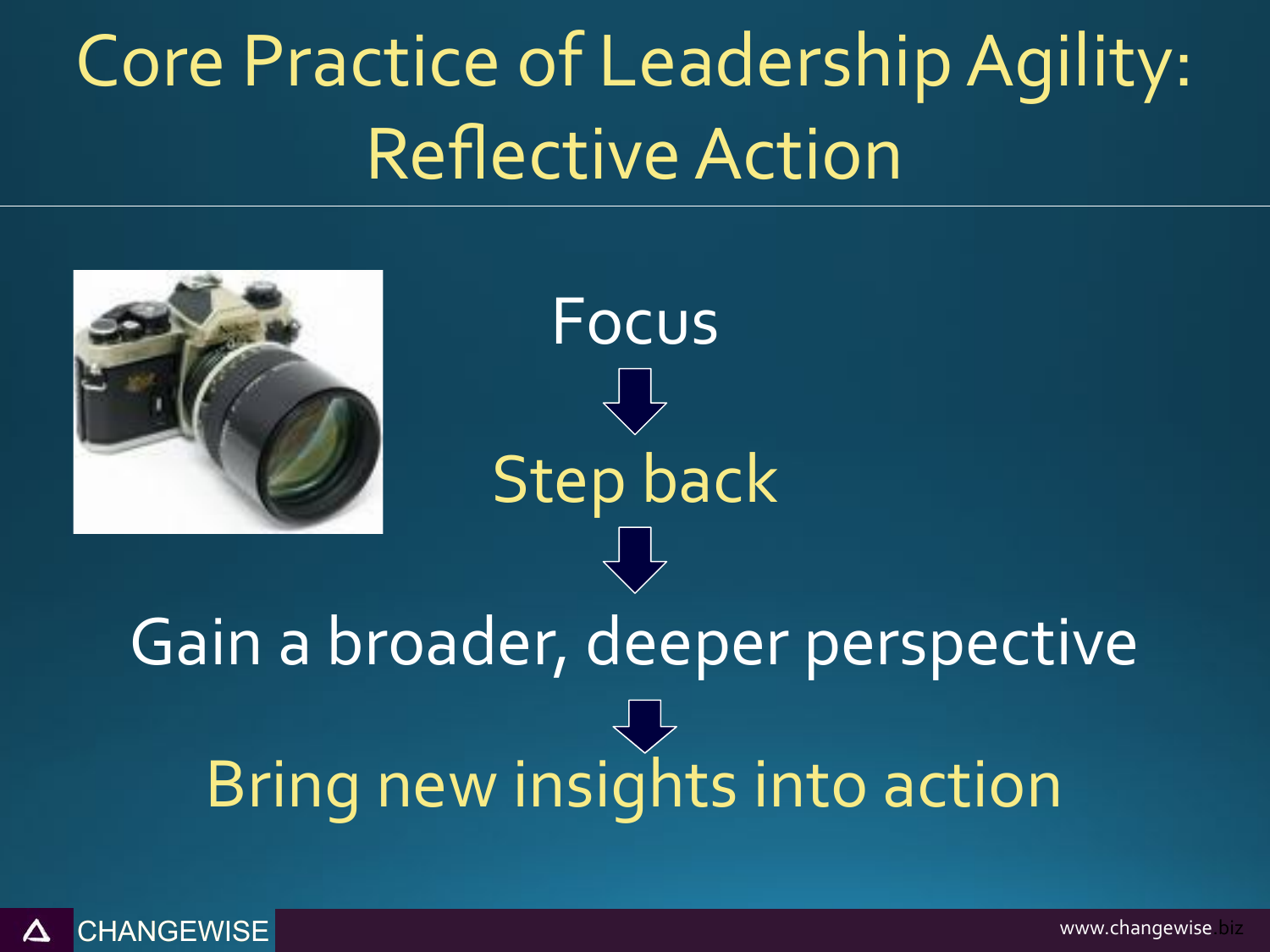# Core Practice of Leadership Agility: Reflective Action

Focus

↓

Step back

↓

Gain a broader, deeper perspective

↓

Bring new insights into action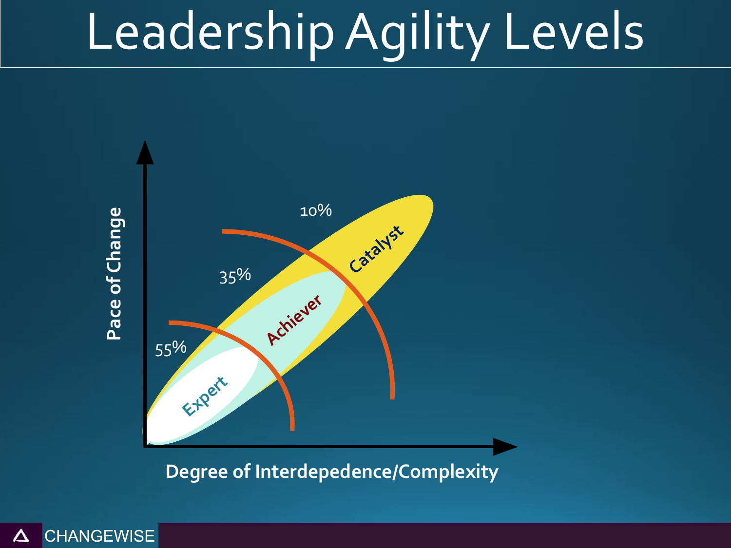# Leadership Agility Levels

Pace of Change

Degree of Interdepedence/Complexity

10%

35%

55%

Catalyst

Achiever

Expert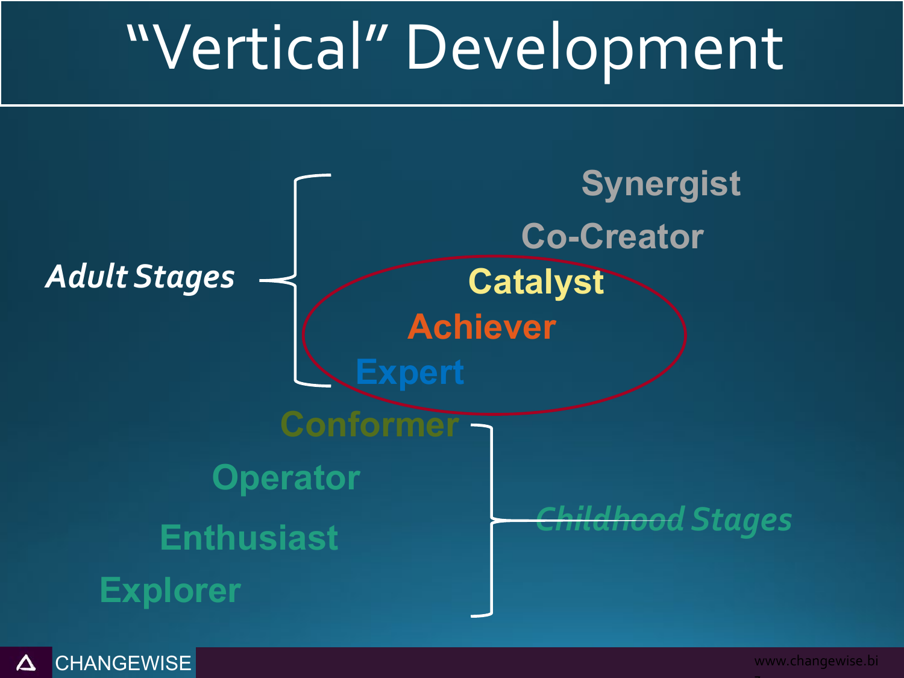# "Vertical" Development

*Adult Stages*

- Synergist
- Co-Creator
- Catalyst
- Achiever
- Expert

*Childhood Stages*

- Conformer
- Operator
- Enthusiast
- Explorer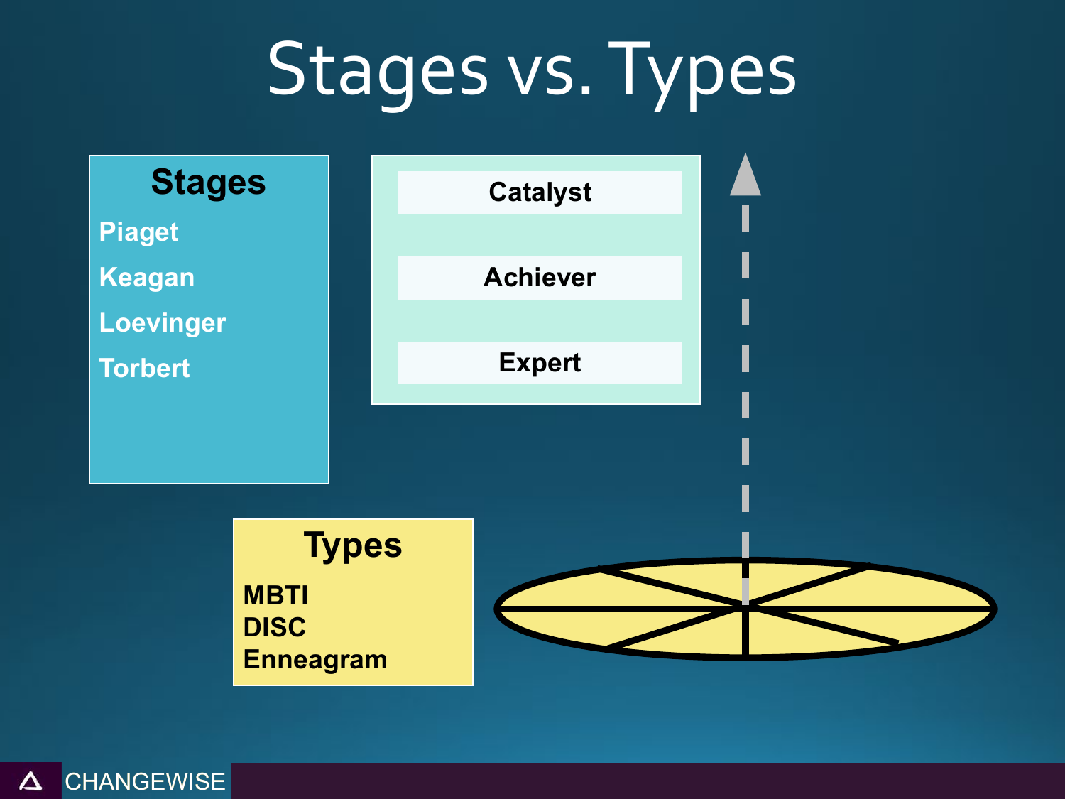# Stages vs. Types

**Stages**

**Piaget**

**Keagan**

**Loevinger**

**Torbert**

**Catalyst**

**Achiever**

**Expert**

**Types**

**MBTI**
**DISC**
**Enneagram**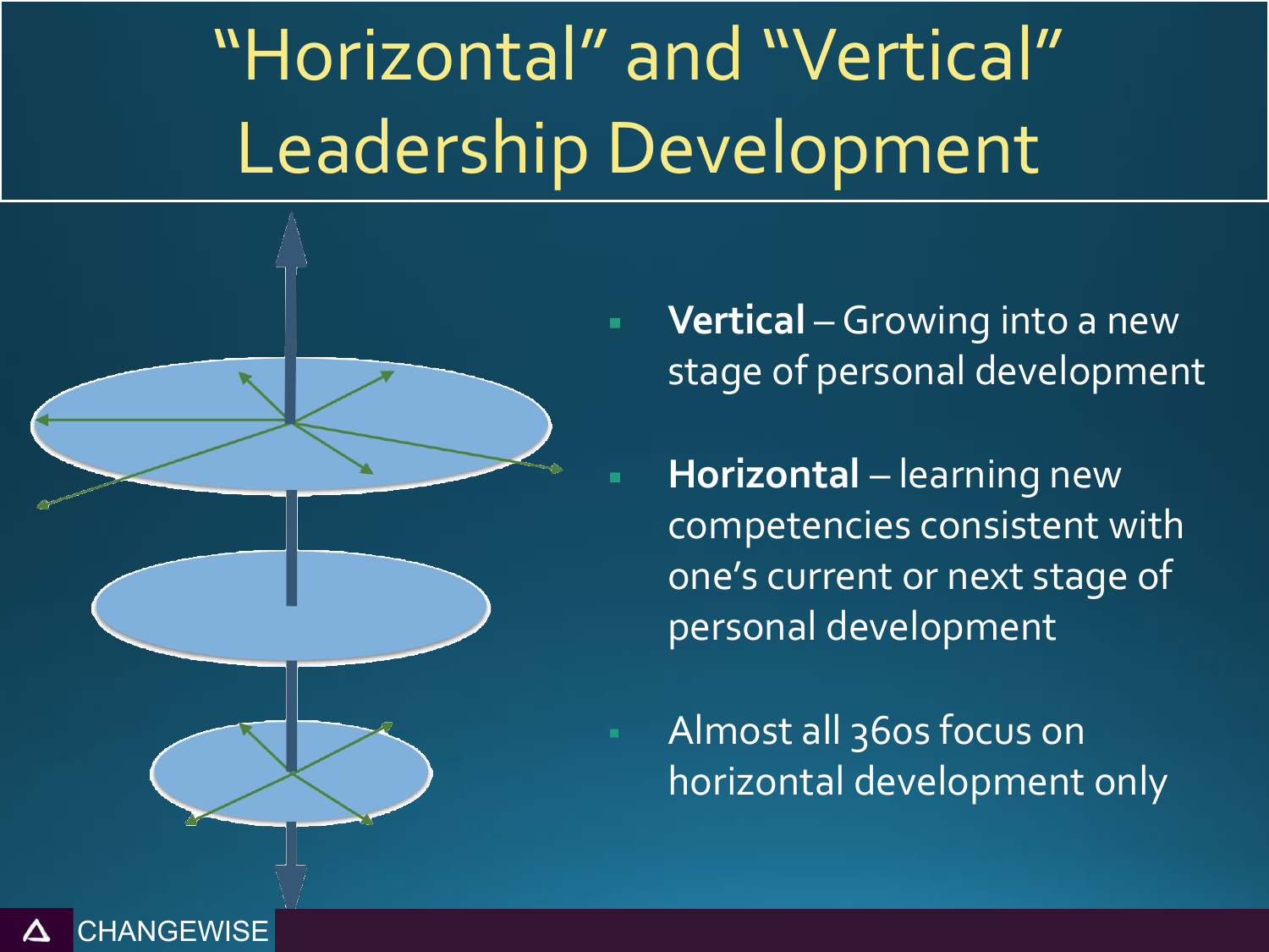# "Horizontal" and "Vertical" Leadership Development

- **Vertical** – Growing into a new stage of personal development
- **Horizontal** – learning new competencies consistent with one's current or next stage of personal development
- Almost all 360s focus on horizontal development only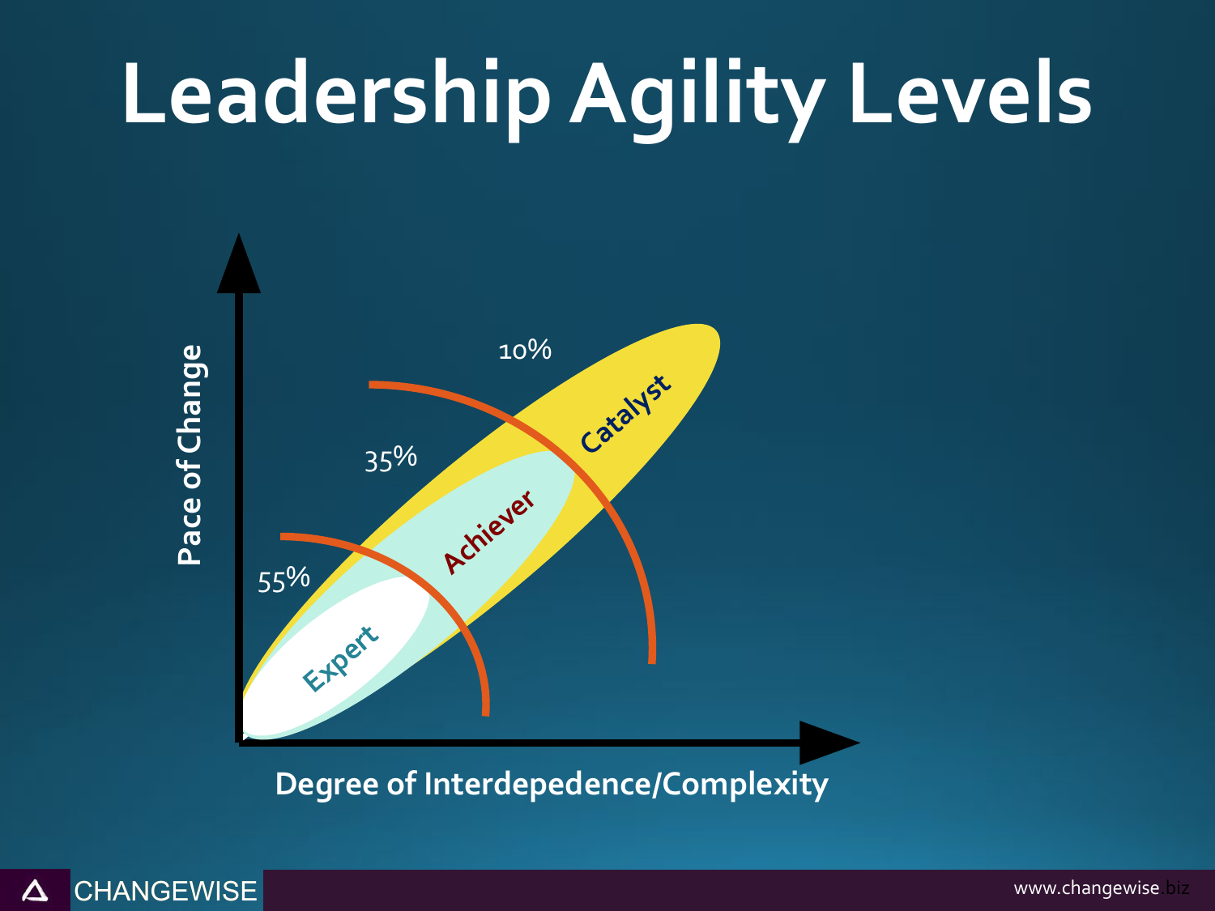# Leadership Agility Levels

Pace of Change

Degree of Interdepedence/Complexity

- Expert — 55%
- Achiever — 35%
- Catalyst — 10%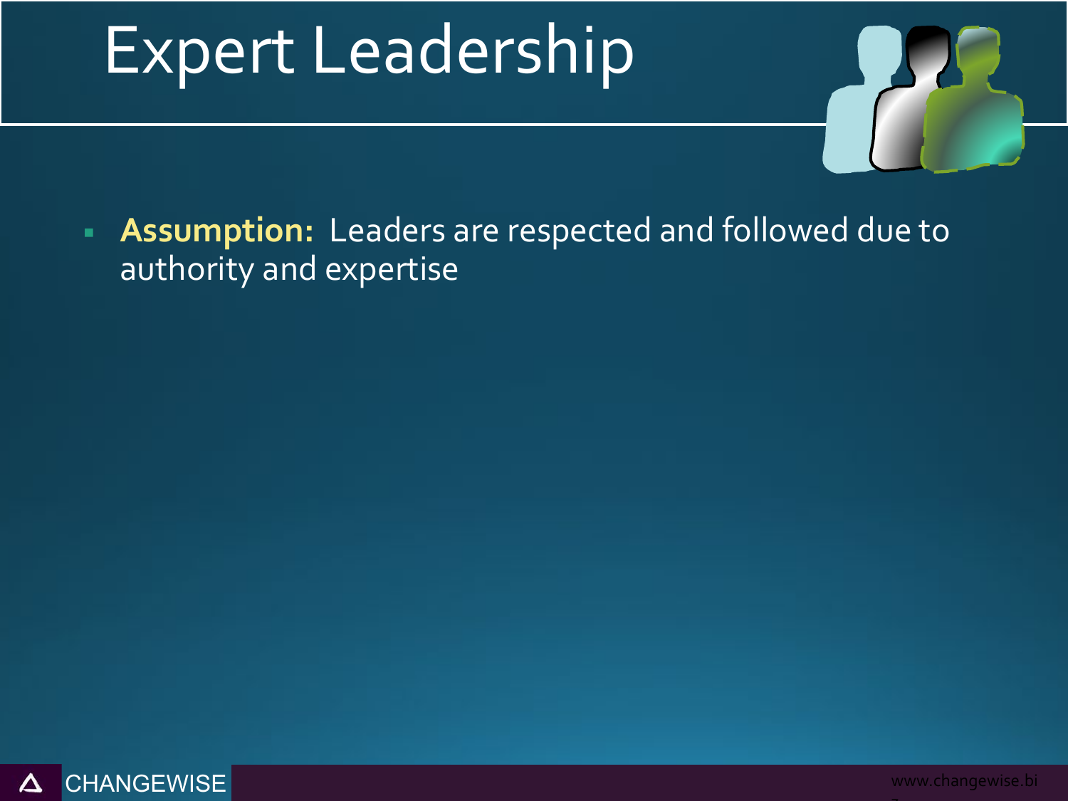# Expert Leadership

- **Assumption:** Leaders are respected and followed due to authority and expertise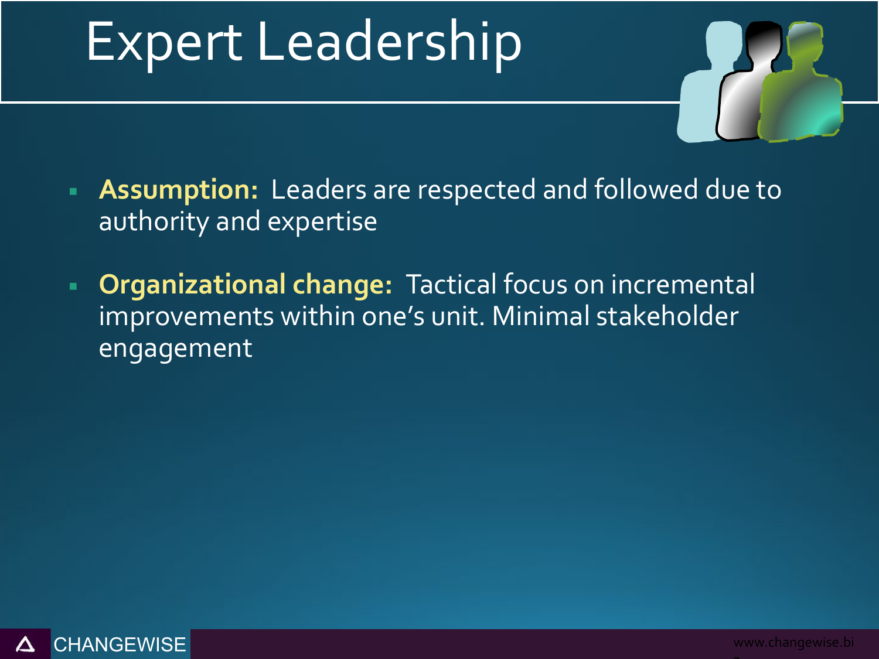# Expert Leadership

- **Assumption:** Leaders are respected and followed due to authority and expertise
- **Organizational change:** Tactical focus on incremental improvements within one's unit. Minimal stakeholder engagement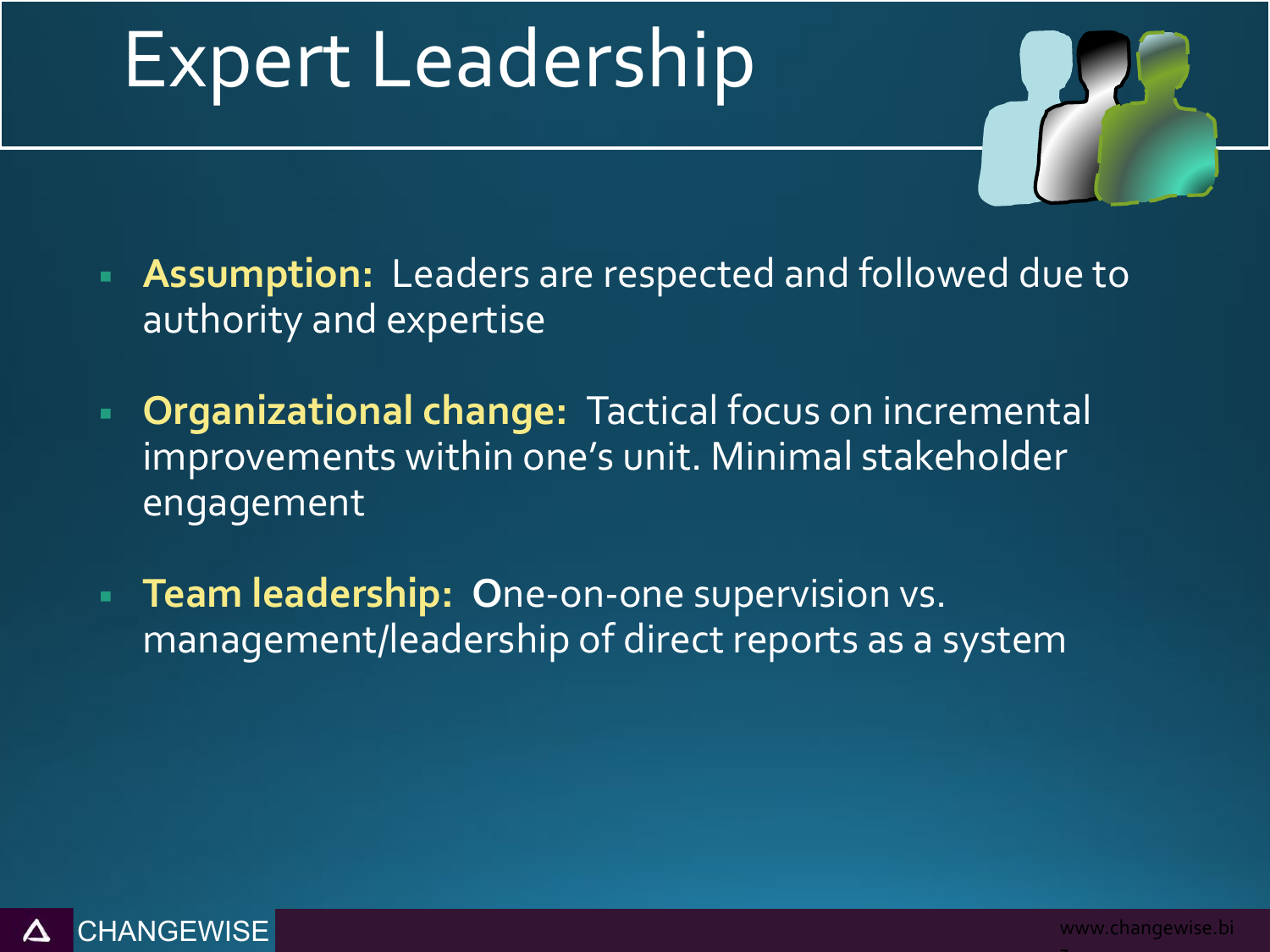# Expert Leadership

- **Assumption:** Leaders are respected and followed due to authority and expertise
- **Organizational change:** Tactical focus on incremental improvements within one's unit. Minimal stakeholder engagement
- **Team leadership:** One-on-one supervision vs. management/leadership of direct reports as a system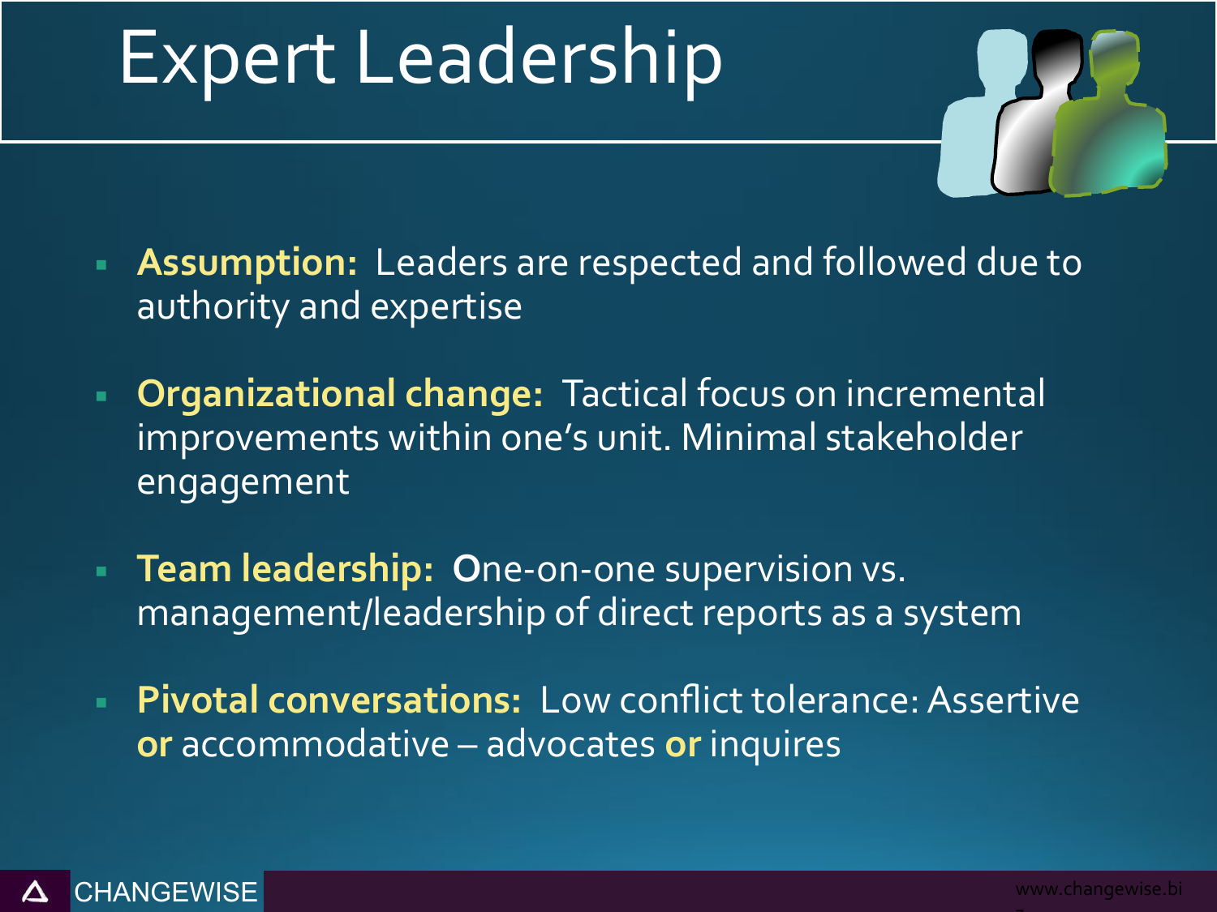# Expert Leadership

- **Assumption:** Leaders are respected and followed due to authority and expertise
- **Organizational change:** Tactical focus on incremental improvements within one's unit. Minimal stakeholder engagement
- **Team leadership:** **O**ne-on-one supervision vs. management/leadership of direct reports as a system
- **Pivotal conversations:** Low conflict tolerance: Assertive **or** accommodative – advocates **or** inquires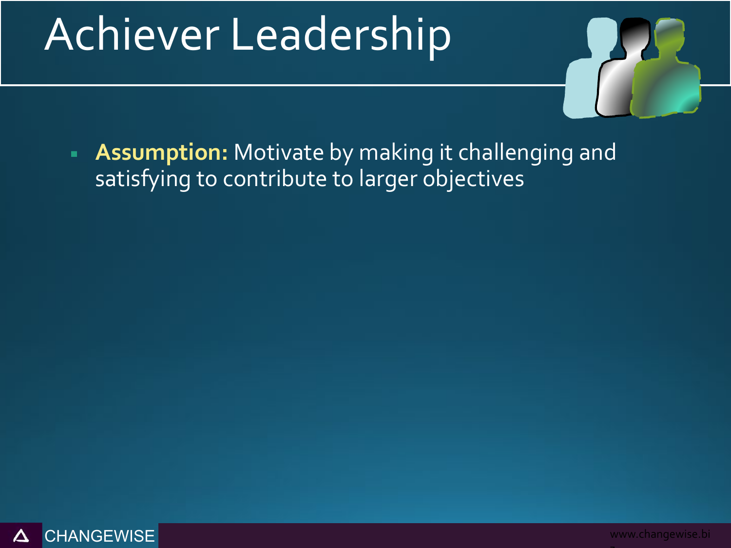# Achiever Leadership

- **Assumption:** Motivate by making it challenging and satisfying to contribute to larger objectives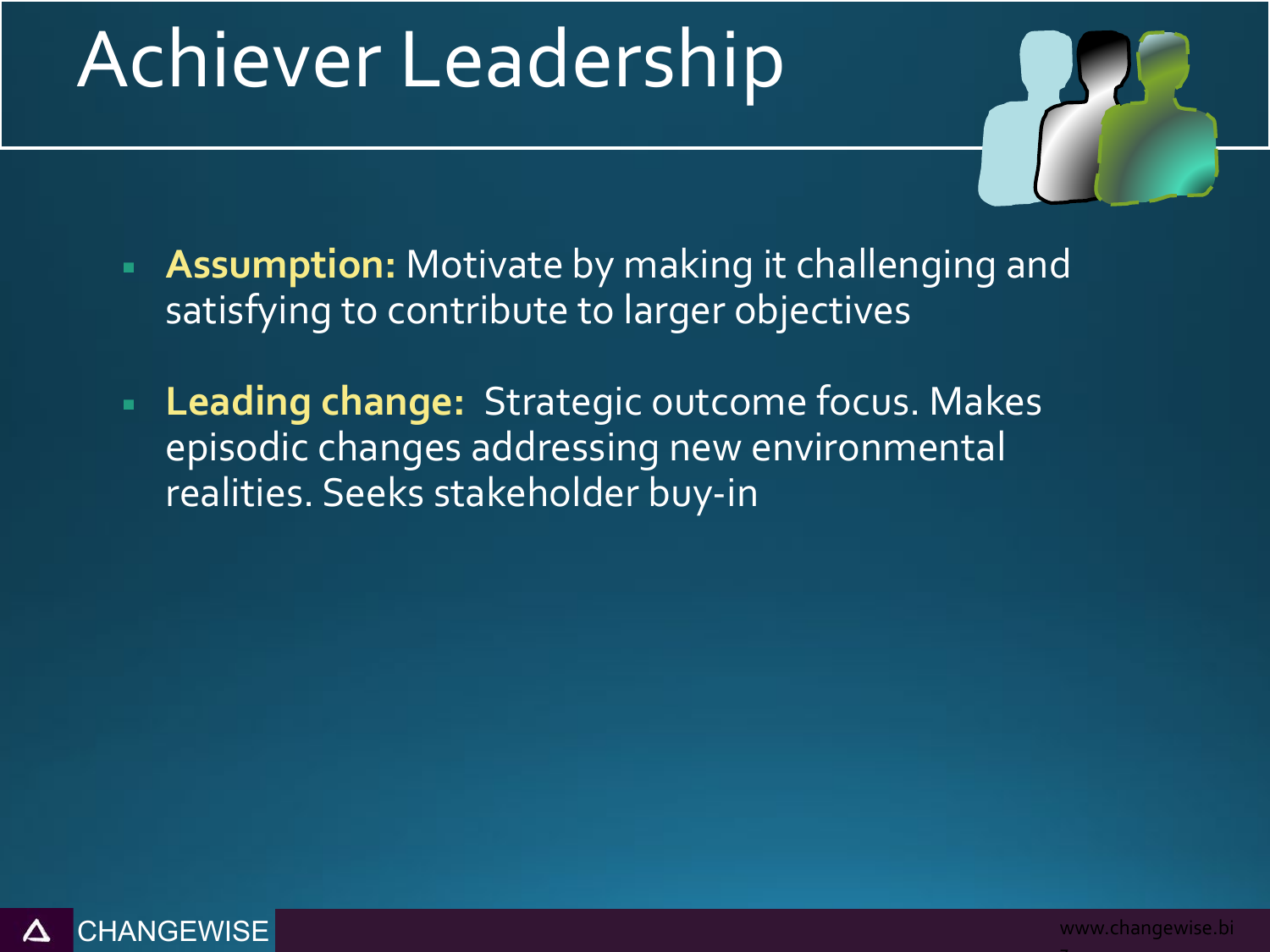# Achiever Leadership

- **Assumption:** Motivate by making it challenging and satisfying to contribute to larger objectives
- **Leading change:** Strategic outcome focus. Makes episodic changes addressing new environmental realities. Seeks stakeholder buy-in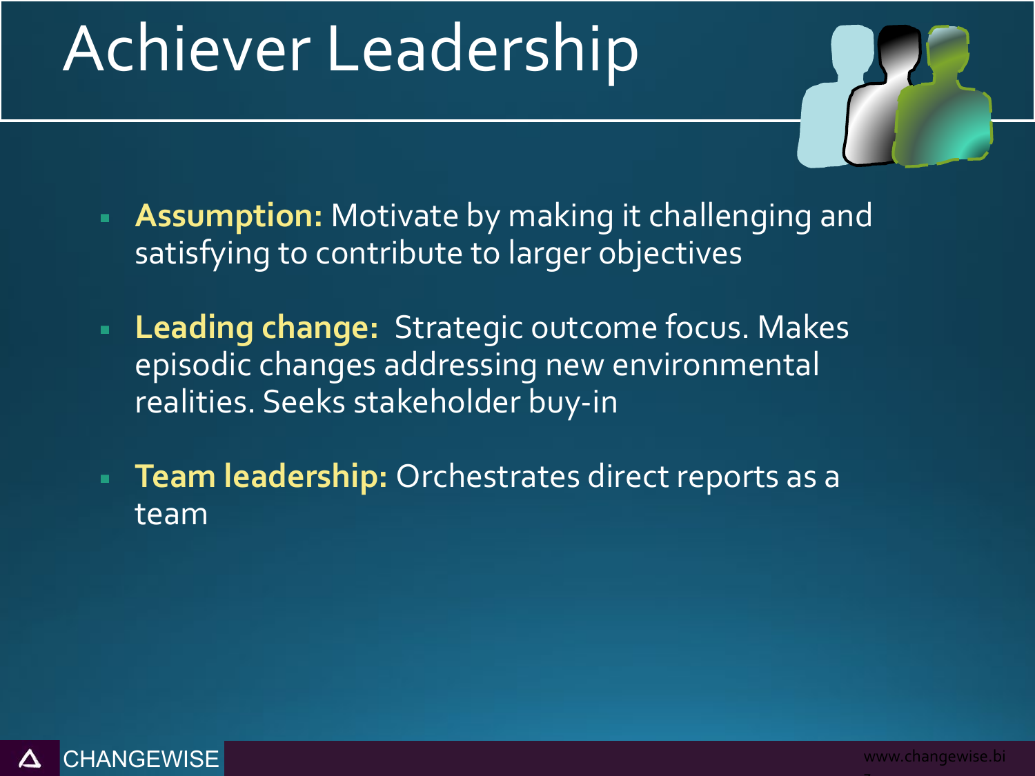# Achiever Leadership

- **Assumption:** Motivate by making it challenging and satisfying to contribute to larger objectives
- **Leading change:** Strategic outcome focus. Makes episodic changes addressing new environmental realities. Seeks stakeholder buy-in
- **Team leadership:** Orchestrates direct reports as a team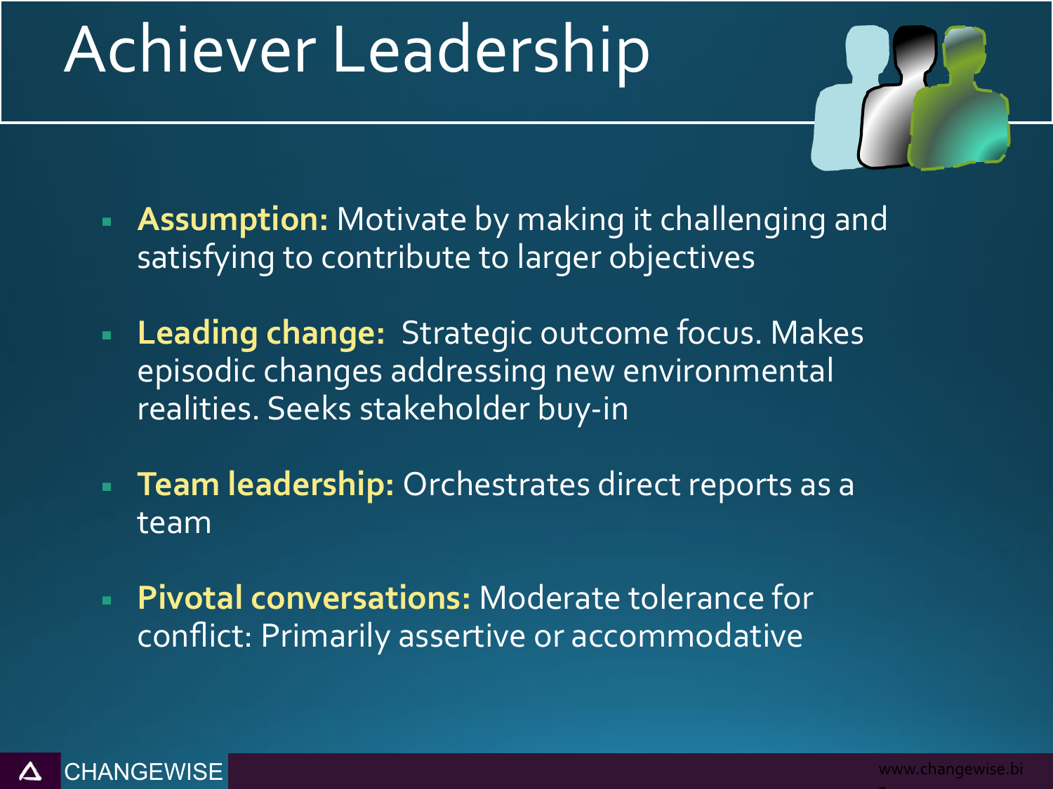# Achiever Leadership

- **Assumption:** Motivate by making it challenging and satisfying to contribute to larger objectives
- **Leading change:** Strategic outcome focus. Makes episodic changes addressing new environmental realities. Seeks stakeholder buy-in
- **Team leadership:** Orchestrates direct reports as a team
- **Pivotal conversations:** Moderate tolerance for conflict: Primarily assertive or accommodative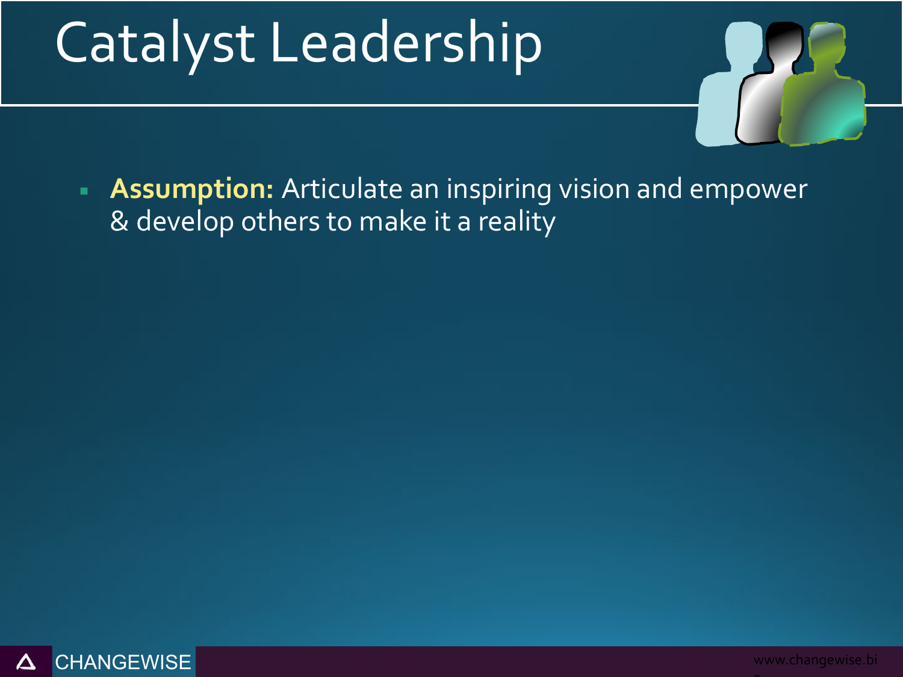# Catalyst Leadership

- **Assumption:** Articulate an inspiring vision and empower & develop others to make it a reality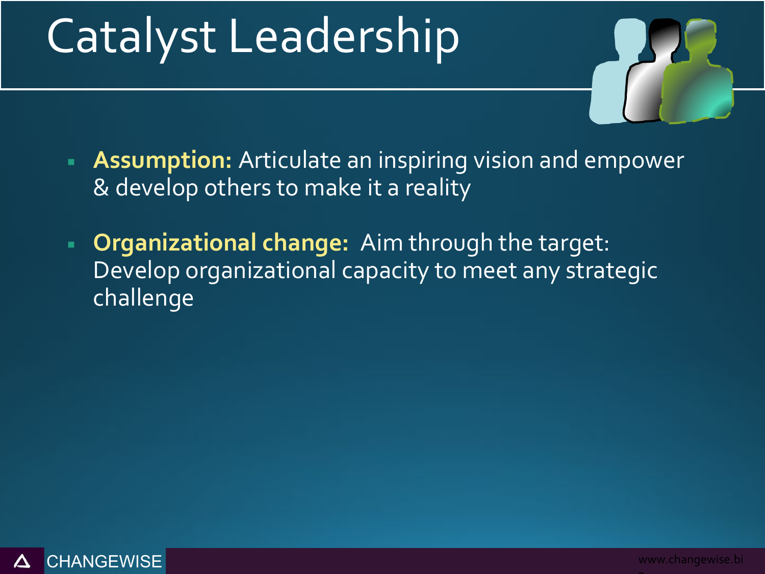# Catalyst Leadership

- **Assumption:** Articulate an inspiring vision and empower & develop others to make it a reality
- **Organizational change:** Aim through the target: Develop organizational capacity to meet any strategic challenge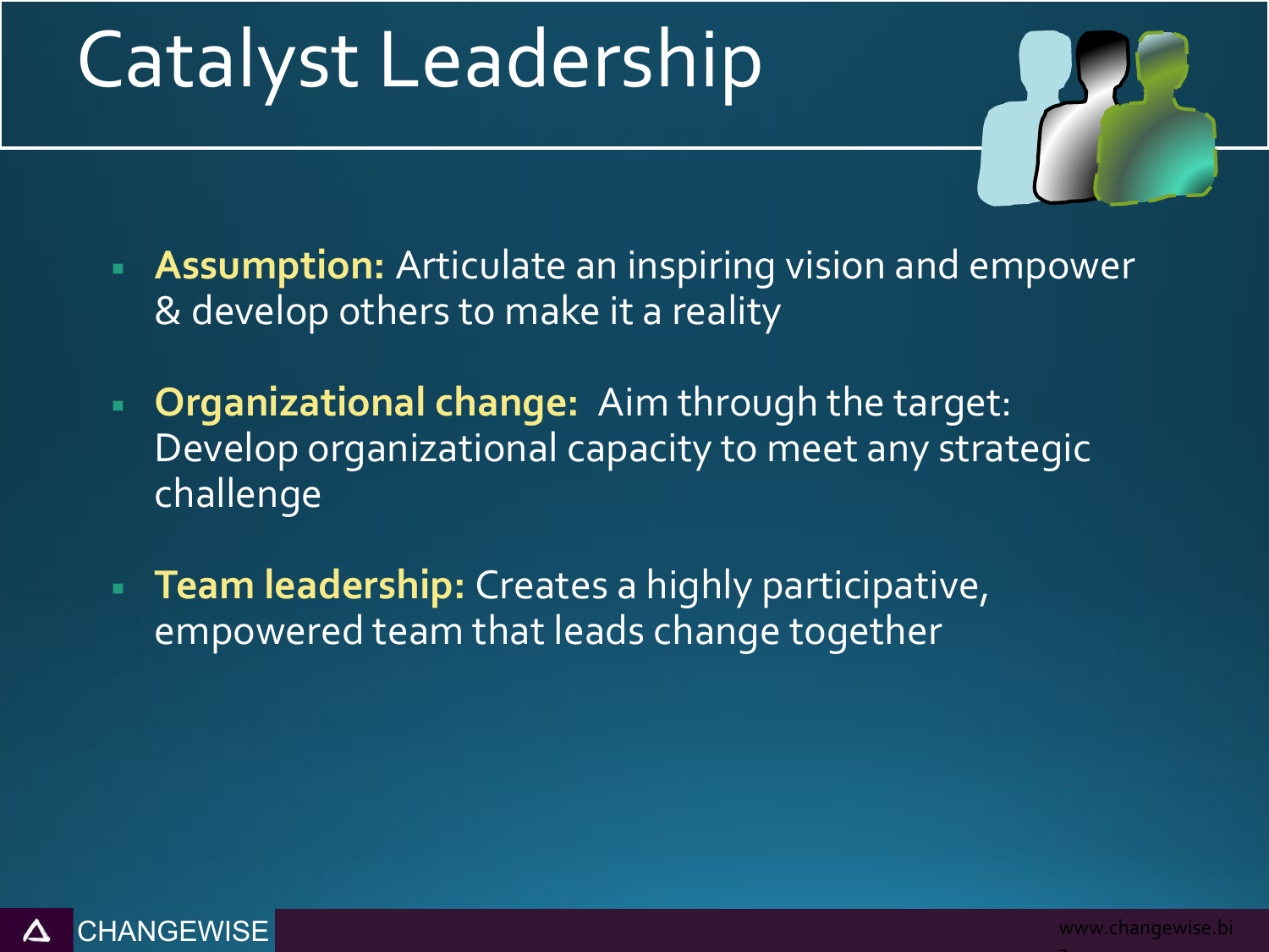# Catalyst Leadership

- **Assumption:** Articulate an inspiring vision and empower & develop others to make it a reality
- **Organizational change:** Aim through the target: Develop organizational capacity to meet any strategic challenge
- **Team leadership:** Creates a highly participative, empowered team that leads change together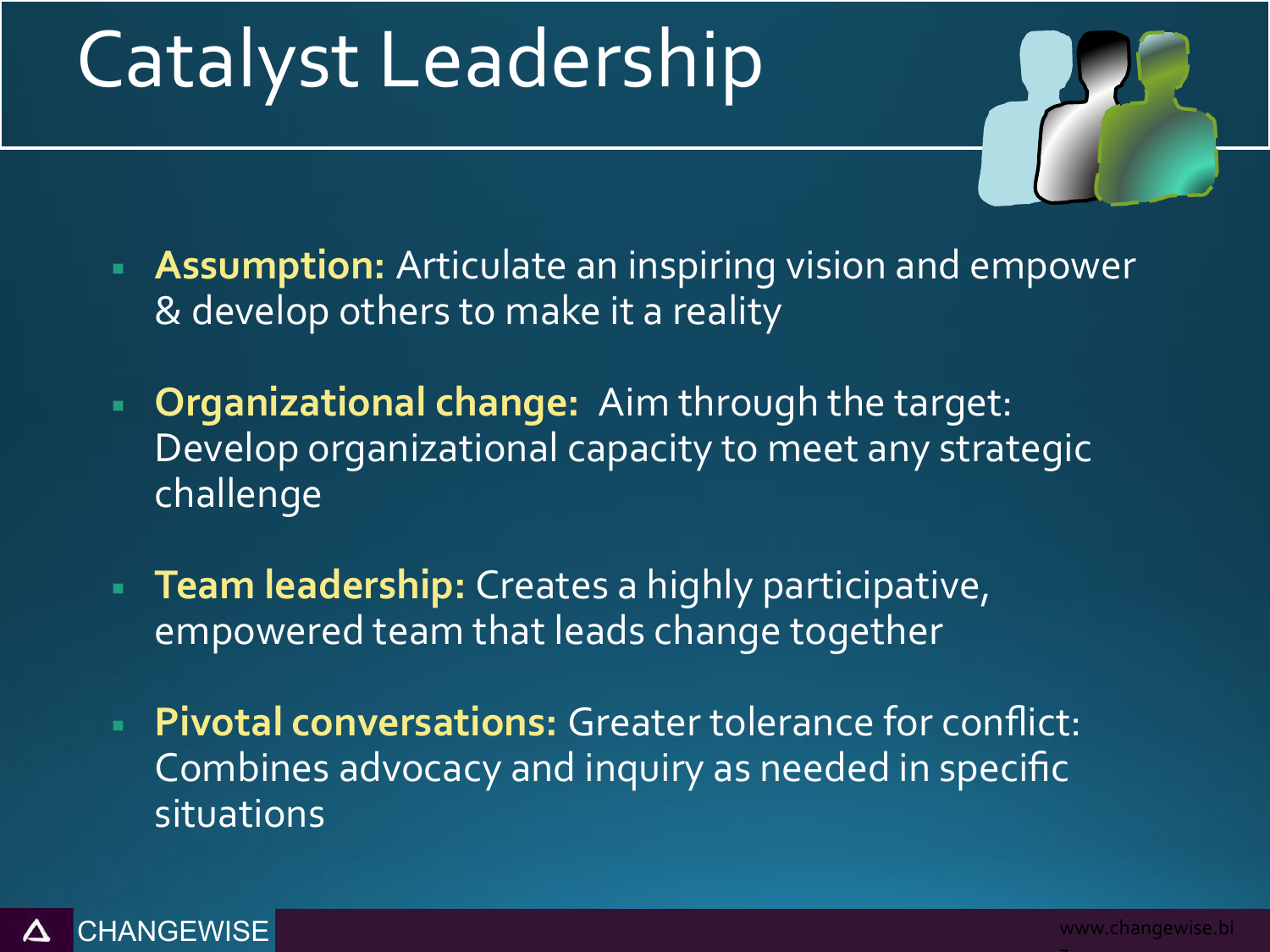# Catalyst Leadership

- **Assumption:** Articulate an inspiring vision and empower & develop others to make it a reality
- **Organizational change:** Aim through the target: Develop organizational capacity to meet any strategic challenge
- **Team leadership:** Creates a highly participative, empowered team that leads change together
- **Pivotal conversations:** Greater tolerance for conflict: Combines advocacy and inquiry as needed in specific situations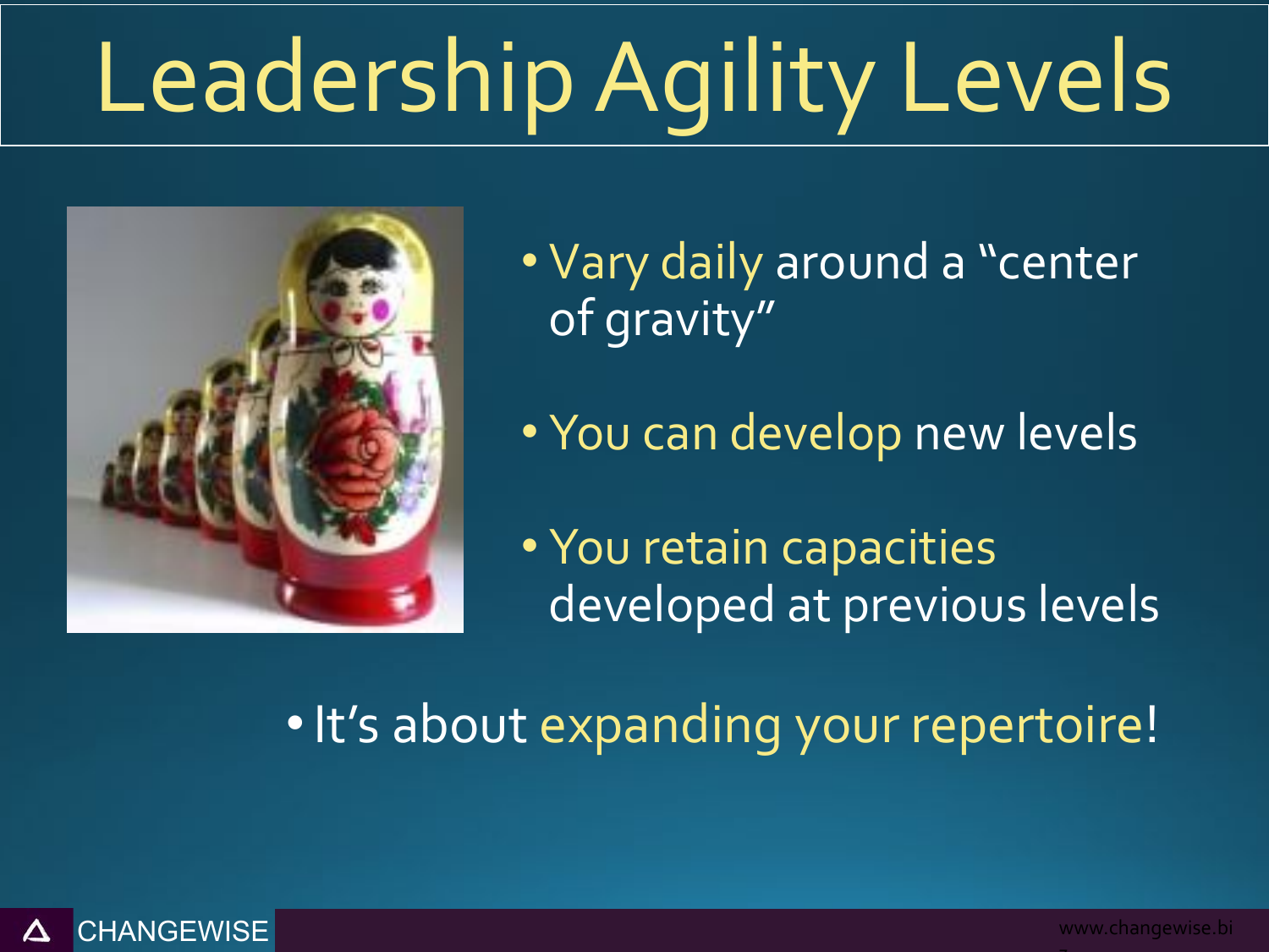# Leadership Agility Levels

- Vary daily around a "center of gravity"
- You can develop new levels
- You retain capacities developed at previous levels

- It's about expanding your repertoire!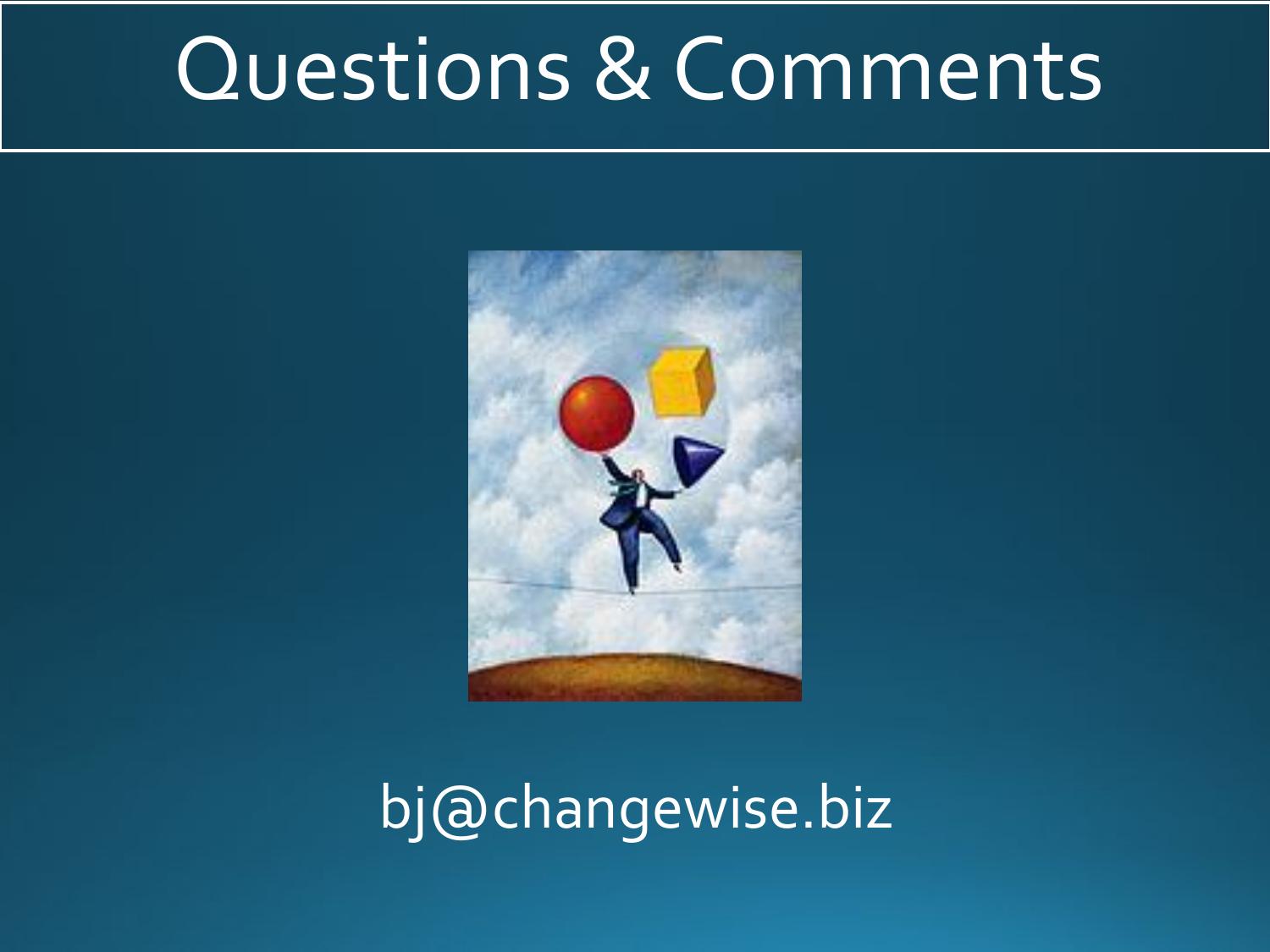# Questions & Comments

bj@changewise.biz